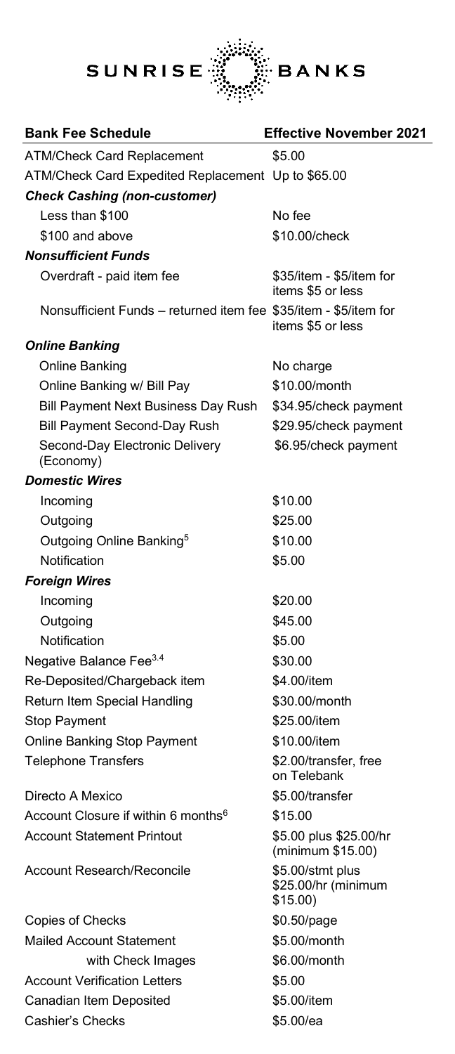# SUNRISE BANKS

| Bank Fee Schedule | Effective November 2021 |
|---|---|
| ATM/Check Card Replacement | $5.00 |
| ATM/Check Card Expedited Replacement | Up to $65.00 |
| ***Check Cashing (non-customer)*** | |
| Less than $100 | No fee |
| $100 and above | $10.00/check |
| ***Nonsufficient Funds*** | |
| Overdraft - paid item fee | $35/item - $5/item for items $5 or less |
| Nonsufficient Funds – returned item fee | $35/item - $5/item for items $5 or less |
| ***Online Banking*** | |
| Online Banking | No charge |
| Online Banking w/ Bill Pay | $10.00/month |
| Bill Payment Next Business Day Rush | $34.95/check payment |
| Bill Payment Second-Day Rush | $29.95/check payment |
| Second-Day Electronic Delivery (Economy) | $6.95/check payment |
| ***Domestic Wires*** | |
| Incoming | $10.00 |
| Outgoing | $25.00 |
| Outgoing Online Banking[5] | $10.00 |
| Notification | $5.00 |
| ***Foreign Wires*** | |
| Incoming | $20.00 |
| Outgoing | $45.00 |
| Notification | $5.00 |
| Negative Balance Fee[3,4] | $30.00 |
| Re-Deposited/Chargeback item | $4.00/item |
| Return Item Special Handling | $30.00/month |
| Stop Payment | $25.00/item |
| Online Banking Stop Payment | $10.00/item |
| Telephone Transfers | $2.00/transfer, free on Telebank |
| Directo A Mexico | $5.00/transfer |
| Account Closure if within 6 months[6] | $15.00 |
| Account Statement Printout | $5.00 plus $25.00/hr (minimum $15.00) |
| Account Research/Reconcile | $5.00/stmt plus $25.00/hr (minimum $15.00) |
| Copies of Checks | $0.50/page |
| Mailed Account Statement | $5.00/month |
| with Check Images | $6.00/month |
| Account Verification Letters | $5.00 |
| Canadian Item Deposited | $5.00/item |
| Cashier's Checks | $5.00/ea |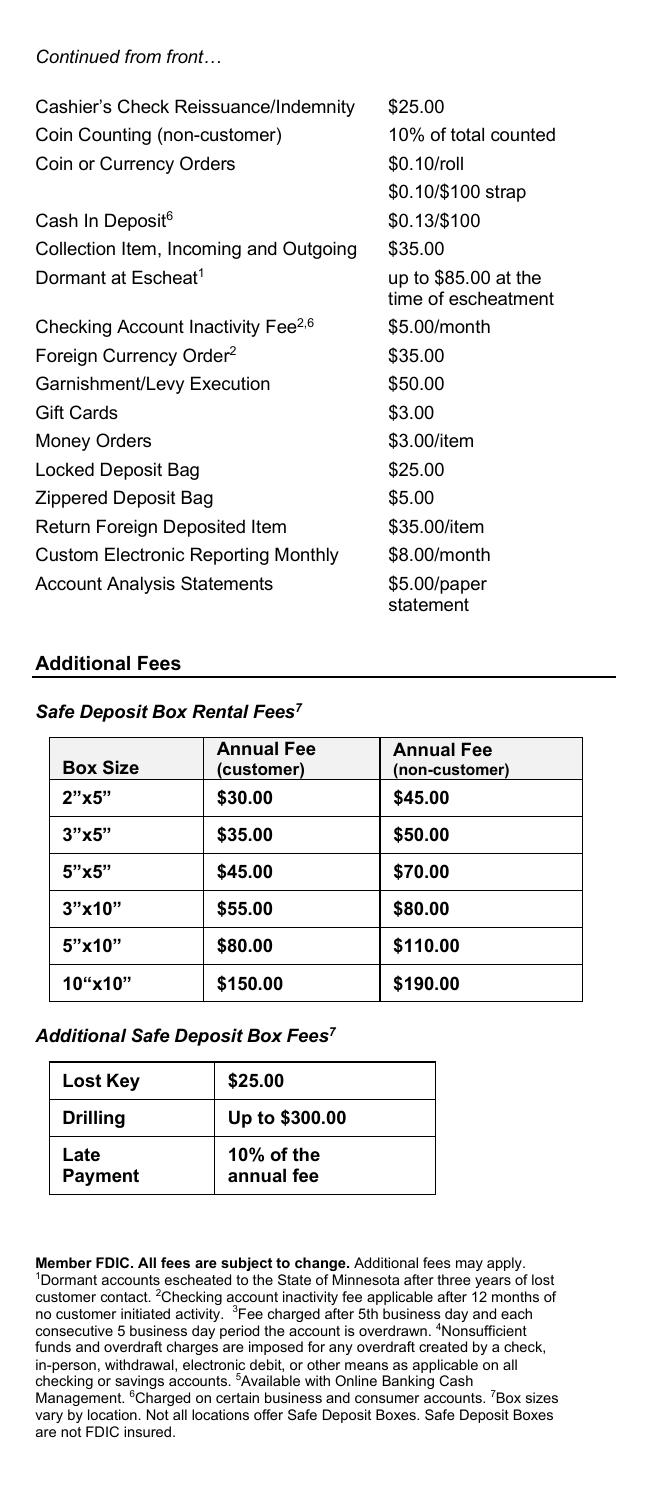*Continued from front…*

| | |
|---|---|
| Cashier's Check Reissuance/Indemnity | $25.00 |
| Coin Counting (non-customer) | 10% of total counted |
| Coin or Currency Orders | $0.10/roll<br>$0.10/$100 strap |
| Cash In Deposit[6] | $0.13/$100 |
| Collection Item, Incoming and Outgoing | $35.00 |
| Dormant at Escheat[1] | up to $85.00 at the time of escheatment |
| Checking Account Inactivity Fee[2,6] | $5.00/month |
| Foreign Currency Order[2] | $35.00 |
| Garnishment/Levy Execution | $50.00 |
| Gift Cards | $3.00 |
| Money Orders | $3.00/item |
| Locked Deposit Bag | $25.00 |
| Zippered Deposit Bag | $5.00 |
| Return Foreign Deposited Item | $35.00/item |
| Custom Electronic Reporting Monthly | $8.00/month |
| Account Analysis Statements | $5.00/paper statement |

## Additional Fees

### *Safe Deposit Box Rental Fees[7]*

| Box Size | Annual Fee (customer) | Annual Fee (non-customer) |
|---|---|---|
| **2"x5"** | **$30.00** | **$45.00** |
| **3"x5"** | **$35.00** | **$50.00** |
| **5"x5"** | **$45.00** | **$70.00** |
| **3"x10"** | **$55.00** | **$80.00** |
| **5"x10"** | **$80.00** | **$110.00** |
| **10"x10"** | **$150.00** | **$190.00** |

### *Additional Safe Deposit Box Fees[7]*

| | |
|---|---|
| **Lost Key** | **$25.00** |
| **Drilling** | **Up to $300.00** |
| **Late Payment** | **10% of the annual fee** |

**Member FDIC. All fees are subject to change.** Additional fees may apply. [1]Dormant accounts escheated to the State of Minnesota after three years of lost customer contact. [2]Checking account inactivity fee applicable after 12 months of no customer initiated activity. [3]Fee charged after 5th business day and each consecutive 5 business day period the account is overdrawn. [4]Nonsufficient funds and overdraft charges are imposed for any overdraft created by a check, in-person, withdrawal, electronic debit, or other means as applicable on all checking or savings accounts. [5]Available with Online Banking Cash Management. [6]Charged on certain business and consumer accounts. [7]Box sizes vary by location. Not all locations offer Safe Deposit Boxes. Safe Deposit Boxes are not FDIC insured.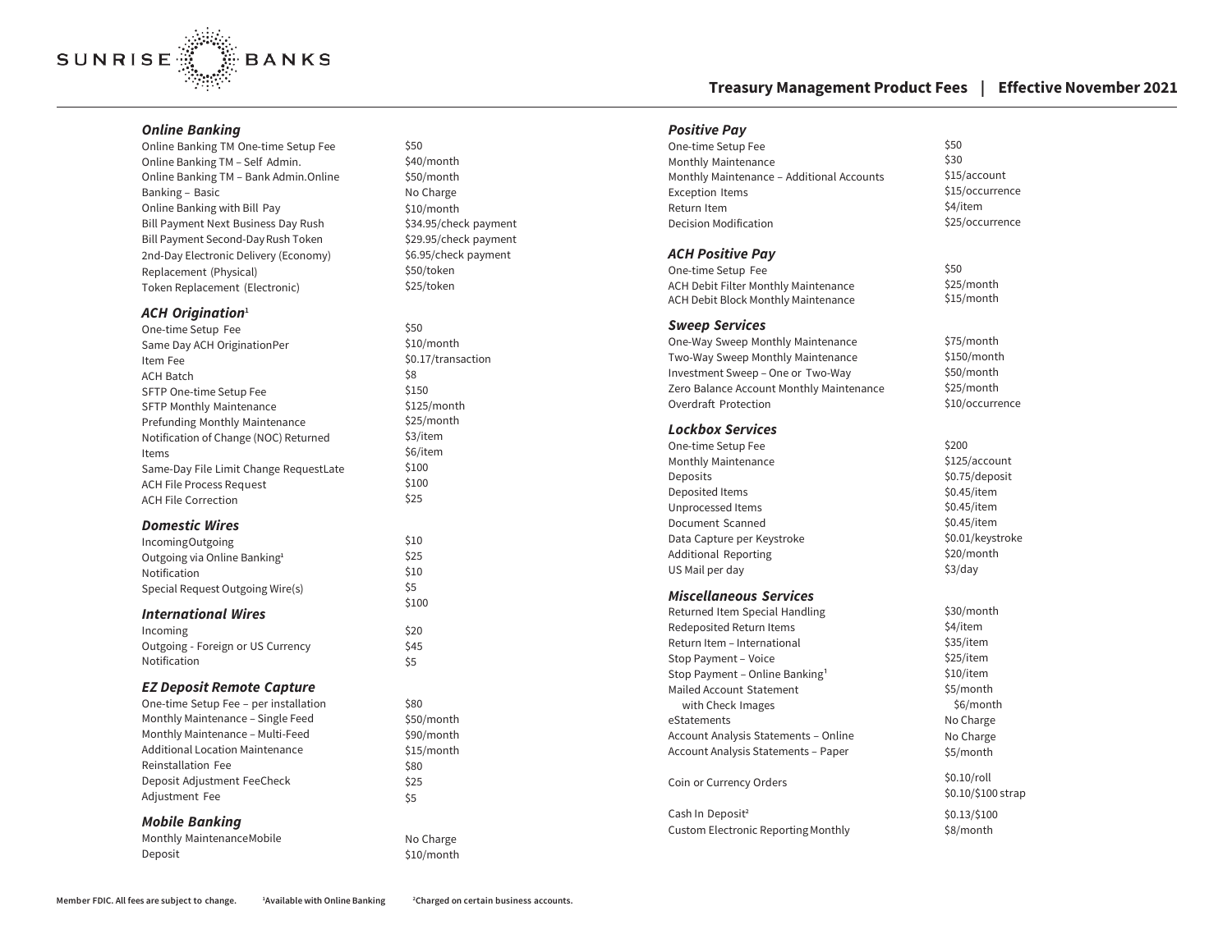# SUNRISE BANKS

## Treasury Management Product Fees | Effective November 2021

### Online Banking

| | |
|---|---|
| Online Banking TM One-time Setup Fee | $50 |
| Online Banking TM – Self Admin. | $40/month |
| Online Banking TM – Bank Admin.Online | $50/month |
| Banking – Basic | No Charge |
| Online Banking with Bill Pay | $10/month |
| Bill Payment Next Business Day Rush | $34.95/check payment |
| Bill Payment Second-Day Rush Token | $29.95/check payment |
| 2nd-Day Electronic Delivery (Economy) | $6.95/check payment |
| Replacement (Physical) | $50/token |
| Token Replacement (Electronic) | $25/token |

### ACH Origination[1]

| | |
|---|---|
| One-time Setup Fee | $50 |
| Same Day ACH OriginationPer | $10/month |
| Item Fee | $0.17/transaction |
| ACH Batch | $8 |
| SFTP One-time Setup Fee | $150 |
| SFTP Monthly Maintenance | $125/month |
| Prefunding Monthly Maintenance | $25/month |
| Notification of Change (NOC) Returned | $3/item |
| Items | $6/item |
| Same-Day File Limit Change RequestLate | $100 |
| ACH File Process Request | $100 |
| ACH File Correction | $25 |

### Domestic Wires

| | |
|---|---|
| IncomingOutgoing | $10 |
| Outgoing via Online Banking[1] | $25 |
| Notification | $10 |
| Special Request Outgoing Wire(s) | $5 |
| | $100 |

### International Wires

| | |
|---|---|
| Incoming | $20 |
| Outgoing - Foreign or US Currency | $45 |
| Notification | $5 |

### EZ Deposit Remote Capture

| | |
|---|---|
| One-time Setup Fee – per installation | $80 |
| Monthly Maintenance – Single Feed | $50/month |
| Monthly Maintenance – Multi-Feed | $90/month |
| Additional Location Maintenance | $15/month |
| Reinstallation Fee | $80 |
| Deposit Adjustment FeeCheck | $25 |
| Adjustment Fee | $5 |

### Mobile Banking

| | |
|---|---|
| Monthly MaintenanceMobile | No Charge |
| Deposit | $10/month |

### Positive Pay

| | |
|---|---|
| One-time Setup Fee | $50 |
| Monthly Maintenance | $30 |
| Monthly Maintenance – Additional Accounts | $15/account |
| Exception Items | $15/occurrence |
| Return Item | $4/item |
| Decision Modification | $25/occurrence |

### ACH Positive Pay

| | |
|---|---|
| One-time Setup Fee | $50 |
| ACH Debit Filter Monthly Maintenance | $25/month |
| ACH Debit Block Monthly Maintenance | $15/month |

### Sweep Services

| | |
|---|---|
| One-Way Sweep Monthly Maintenance | $75/month |
| Two-Way Sweep Monthly Maintenance | $150/month |
| Investment Sweep – One or Two-Way | $50/month |
| Zero Balance Account Monthly Maintenance | $25/month |
| Overdraft Protection | $10/occurrence |

### Lockbox Services

| | |
|---|---|
| One-time Setup Fee | $200 |
| Monthly Maintenance | $125/account |
| Deposits | $0.75/deposit |
| Deposited Items | $0.45/item |
| Unprocessed Items | $0.45/item |
| Document Scanned | $0.45/item |
| Data Capture per Keystroke | $0.01/keystroke |
| Additional Reporting | $20/month |
| US Mail per day | $3/day |

### Miscellaneous Services

| | |
|---|---|
| Returned Item Special Handling | $30/month |
| Redeposited Return Items | $4/item |
| Return Item – International | $35/item |
| Stop Payment – Voice | $25/item |
| Stop Payment – Online Banking[1] | $10/item |
| Mailed Account Statement | $5/month |
| with Check Images | $6/month |
| eStatements | No Charge |
| Account Analysis Statements – Online | No Charge |
| Account Analysis Statements – Paper | $5/month |
| Coin or Currency Orders | $0.10/roll<br>$0.10/$100 strap |
| Cash In Deposit[2] | $0.13/$100 |
| Custom Electronic Reporting Monthly | $8/month |

Member FDIC. All fees are subject to change. [1]Available with Online Banking [2]Charged on certain business accounts.